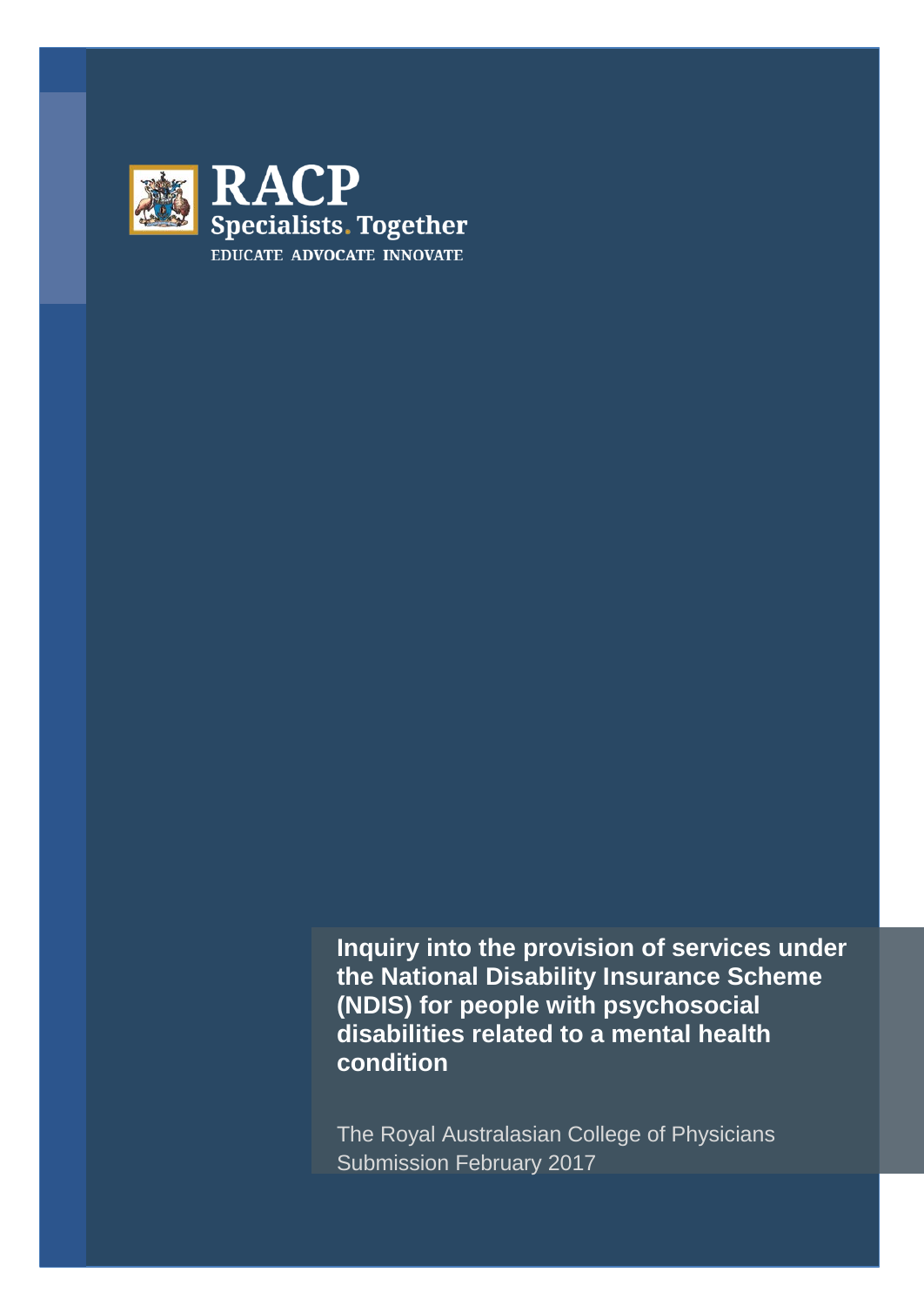**RACP**
**Specialists. Together**
EDUCATE ADVOCATE INNOVATE

# Inquiry into the provision of services under the National Disability Insurance Scheme (NDIS) for people with psychosocial disabilities related to a mental health condition

The Royal Australasian College of Physicians
Submission February 2017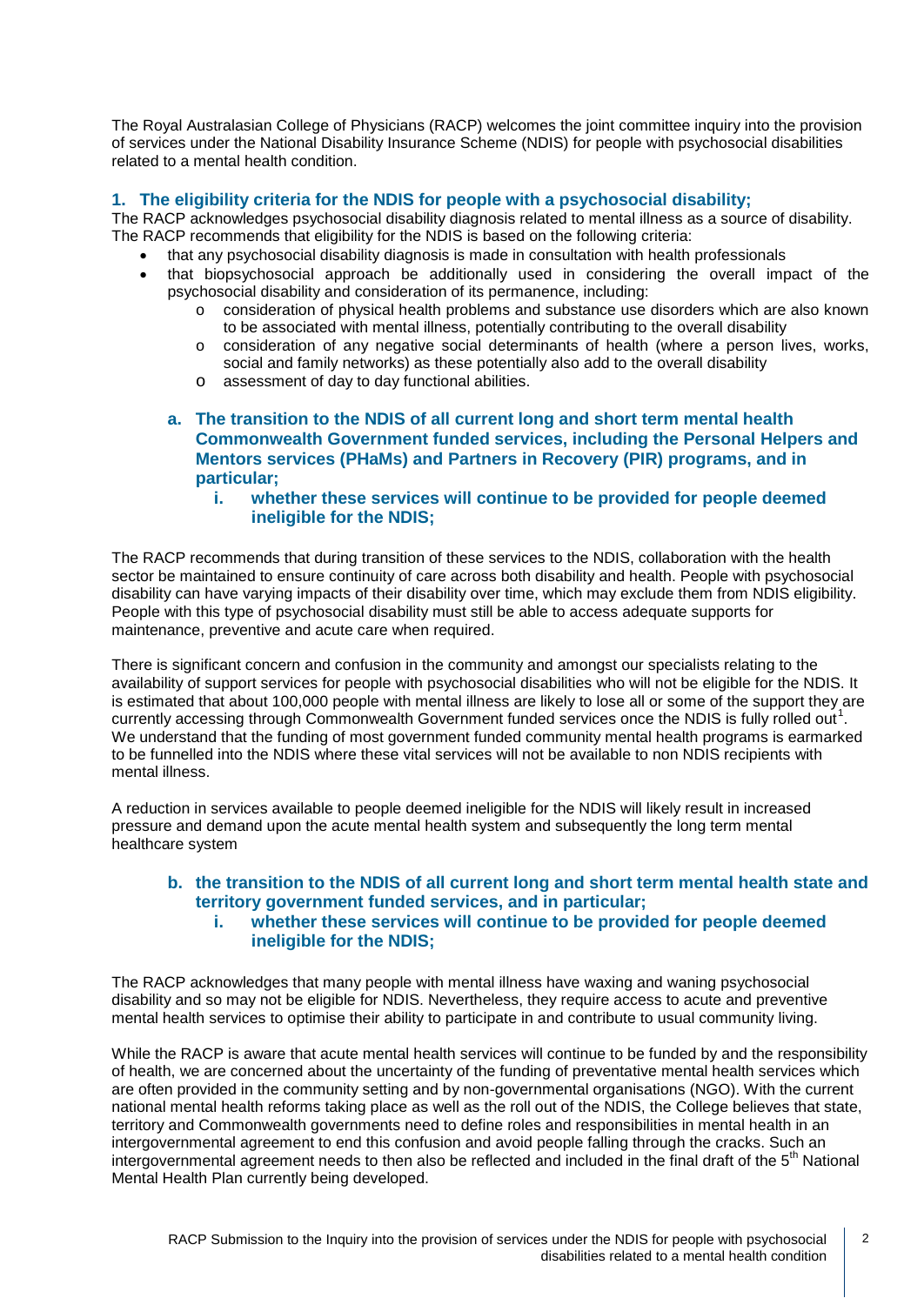The Royal Australasian College of Physicians (RACP) welcomes the joint committee inquiry into the provision of services under the National Disability Insurance Scheme (NDIS) for people with psychosocial disabilities related to a mental health condition.

## 1. The eligibility criteria for the NDIS for people with a psychosocial disability;

The RACP acknowledges psychosocial disability diagnosis related to mental illness as a source of disability. The RACP recommends that eligibility for the NDIS is based on the following criteria:

- that any psychosocial disability diagnosis is made in consultation with health professionals
- that biopsychosocial approach be additionally used in considering the overall impact of the psychosocial disability and consideration of its permanence, including:
  - consideration of physical health problems and substance use disorders which are also known to be associated with mental illness, potentially contributing to the overall disability
  - consideration of any negative social determinants of health (where a person lives, works, social and family networks) as these potentially also add to the overall disability
  - assessment of day to day functional abilities.

### a. The transition to the NDIS of all current long and short term mental health Commonwealth Government funded services, including the Personal Helpers and Mentors services (PHaMs) and Partners in Recovery (PIR) programs, and in particular;

#### i. whether these services will continue to be provided for people deemed ineligible for the NDIS;

The RACP recommends that during transition of these services to the NDIS, collaboration with the health sector be maintained to ensure continuity of care across both disability and health. People with psychosocial disability can have varying impacts of their disability over time, which may exclude them from NDIS eligibility. People with this type of psychosocial disability must still be able to access adequate supports for maintenance, preventive and acute care when required.

There is significant concern and confusion in the community and amongst our specialists relating to the availability of support services for people with psychosocial disabilities who will not be eligible for the NDIS. It is estimated that about 100,000 people with mental illness are likely to lose all or some of the support they are currently accessing through Commonwealth Government funded services once the NDIS is fully rolled out[1]. We understand that the funding of most government funded community mental health programs is earmarked to be funnelled into the NDIS where these vital services will not be available to non NDIS recipients with mental illness.

A reduction in services available to people deemed ineligible for the NDIS will likely result in increased pressure and demand upon the acute mental health system and subsequently the long term mental healthcare system

### b. the transition to the NDIS of all current long and short term mental health state and territory government funded services, and in particular;

#### i. whether these services will continue to be provided for people deemed ineligible for the NDIS;

The RACP acknowledges that many people with mental illness have waxing and waning psychosocial disability and so may not be eligible for NDIS. Nevertheless, they require access to acute and preventive mental health services to optimise their ability to participate in and contribute to usual community living.

While the RACP is aware that acute mental health services will continue to be funded by and the responsibility of health, we are concerned about the uncertainty of the funding of preventative mental health services which are often provided in the community setting and by non-governmental organisations (NGO). With the current national mental health reforms taking place as well as the roll out of the NDIS, the College believes that state, territory and Commonwealth governments need to define roles and responsibilities in mental health in an intergovernmental agreement to end this confusion and avoid people falling through the cracks. Such an intergovernmental agreement needs to then also be reflected and included in the final draft of the 5th National Mental Health Plan currently being developed.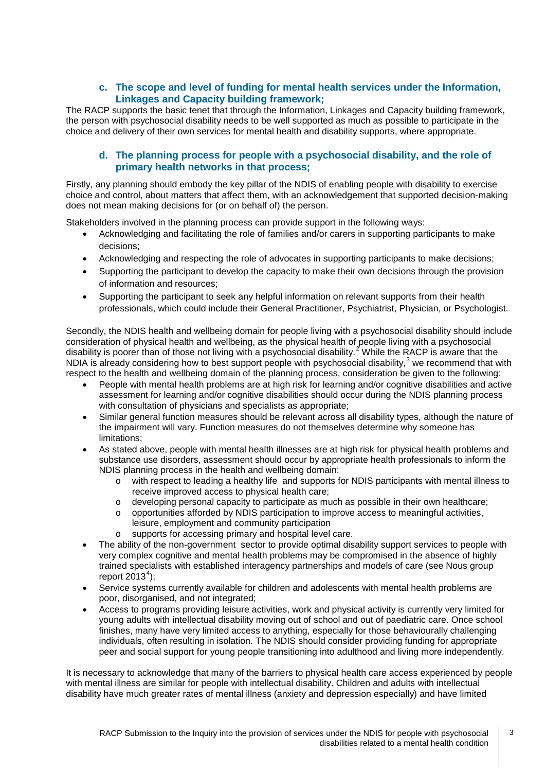### c. The scope and level of funding for mental health services under the Information, Linkages and Capacity building framework;

The RACP supports the basic tenet that through the Information, Linkages and Capacity building framework, the person with psychosocial disability needs to be well supported as much as possible to participate in the choice and delivery of their own services for mental health and disability supports, where appropriate.

### d. The planning process for people with a psychosocial disability, and the role of primary health networks in that process;

Firstly, any planning should embody the key pillar of the NDIS of enabling people with disability to exercise choice and control, about matters that affect them, with an acknowledgement that supported decision-making does not mean making decisions for (or on behalf of) the person.

Stakeholders involved in the planning process can provide support in the following ways:

- Acknowledging and facilitating the role of families and/or carers in supporting participants to make decisions;
- Acknowledging and respecting the role of advocates in supporting participants to make decisions;
- Supporting the participant to develop the capacity to make their own decisions through the provision of information and resources;
- Supporting the participant to seek any helpful information on relevant supports from their health professionals, which could include their General Practitioner, Psychiatrist, Physician, or Psychologist.

Secondly, the NDIS health and wellbeing domain for people living with a psychosocial disability should include consideration of physical health and wellbeing, as the physical health of people living with a psychosocial disability is poorer than of those not living with a psychosocial disability.[2] While the RACP is aware that the NDIA is already considering how to best support people with psychosocial disability,[3] we recommend that with respect to the health and wellbeing domain of the planning process, consideration be given to the following:

- People with mental health problems are at high risk for learning and/or cognitive disabilities and active assessment for learning and/or cognitive disabilities should occur during the NDIS planning process with consultation of physicians and specialists as appropriate;
- Similar general function measures should be relevant across all disability types, although the nature of the impairment will vary. Function measures do not themselves determine why someone has limitations;
- As stated above, people with mental health illnesses are at high risk for physical health problems and substance use disorders, assessment should occur by appropriate health professionals to inform the NDIS planning process in the health and wellbeing domain:
    - with respect to leading a healthy life and supports for NDIS participants with mental illness to receive improved access to physical health care;
    - developing personal capacity to participate as much as possible in their own healthcare;
    - opportunities afforded by NDIS participation to improve access to meaningful activities, leisure, employment and community participation
    - supports for accessing primary and hospital level care.
- The ability of the non-government sector to provide optimal disability support services to people with very complex cognitive and mental health problems may be compromised in the absence of highly trained specialists with established interagency partnerships and models of care (see Nous group report 2013[4]);
- Service systems currently available for children and adolescents with mental health problems are poor, disorganised, and not integrated;
- Access to programs providing leisure activities, work and physical activity is currently very limited for young adults with intellectual disability moving out of school and out of paediatric care. Once school finishes, many have very limited access to anything, especially for those behaviourally challenging individuals, often resulting in isolation. The NDIS should consider providing funding for appropriate peer and social support for young people transitioning into adulthood and living more independently.

It is necessary to acknowledge that many of the barriers to physical health care access experienced by people with mental illness are similar for people with intellectual disability. Children and adults with intellectual disability have much greater rates of mental illness (anxiety and depression especially) and have limited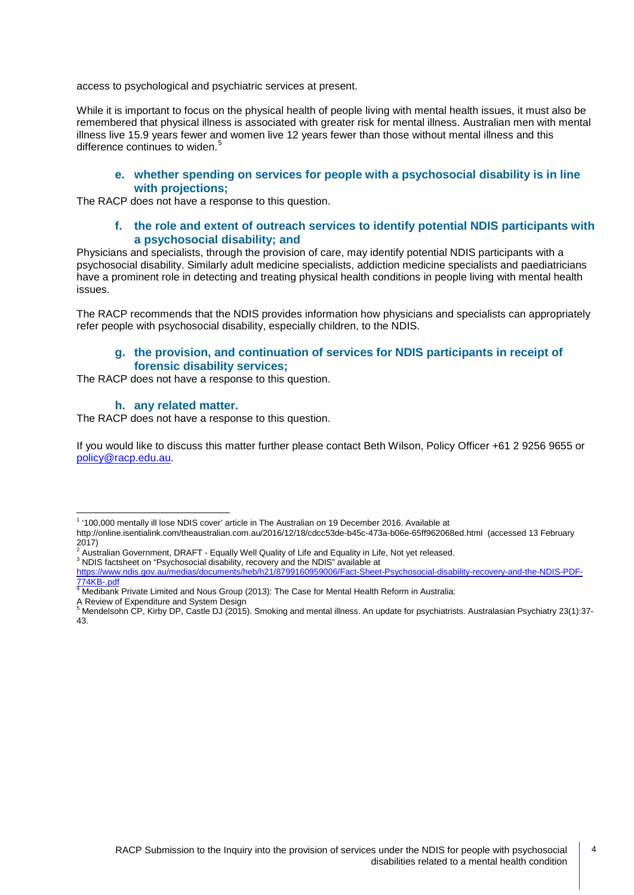access to psychological and psychiatric services at present.

While it is important to focus on the physical health of people living with mental health issues, it must also be remembered that physical illness is associated with greater risk for mental illness. Australian men with mental illness live 15.9 years fewer and women live 12 years fewer than those without mental illness and this difference continues to widen.[5]

### e. whether spending on services for people with a psychosocial disability is in line with projections;

The RACP does not have a response to this question.

### f. the role and extent of outreach services to identify potential NDIS participants with a psychosocial disability; and

Physicians and specialists, through the provision of care, may identify potential NDIS participants with a psychosocial disability. Similarly adult medicine specialists, addiction medicine specialists and paediatricians have a prominent role in detecting and treating physical health conditions in people living with mental health issues.

The RACP recommends that the NDIS provides information how physicians and specialists can appropriately refer people with psychosocial disability, especially children, to the NDIS.

### g. the provision, and continuation of services for NDIS participants in receipt of forensic disability services;

The RACP does not have a response to this question.

### h. any related matter.

The RACP does not have a response to this question.

If you would like to discuss this matter further please contact Beth Wilson, Policy Officer +61 2 9256 9655 or policy@racp.edu.au.

---

[1] '100,000 mentally ill lose NDIS cover' article in The Australian on 19 December 2016. Available at http://online.isentialink.com/theaustralian.com.au/2016/12/18/cdcc53de-b45c-473a-b06e-65ff962068ed.html (accessed 13 February 2017)

[2] Australian Government, DRAFT - Equally Well Quality of Life and Equality in Life, Not yet released.

[3] NDIS factsheet on "Psychosocial disability, recovery and the NDIS" available at https://www.ndis.gov.au/medias/documents/heb/h21/8799160959006/Fact-Sheet-Psychosocial-disability-recovery-and-the-NDIS-PDF-774KB-.pdf

[4] Medibank Private Limited and Nous Group (2013): The Case for Mental Health Reform in Australia: A Review of Expenditure and System Design

[5] Mendelsohn CP, Kirby DP, Castle DJ (2015). Smoking and mental illness. An update for psychiatrists. Australasian Psychiatry 23(1):37-43.